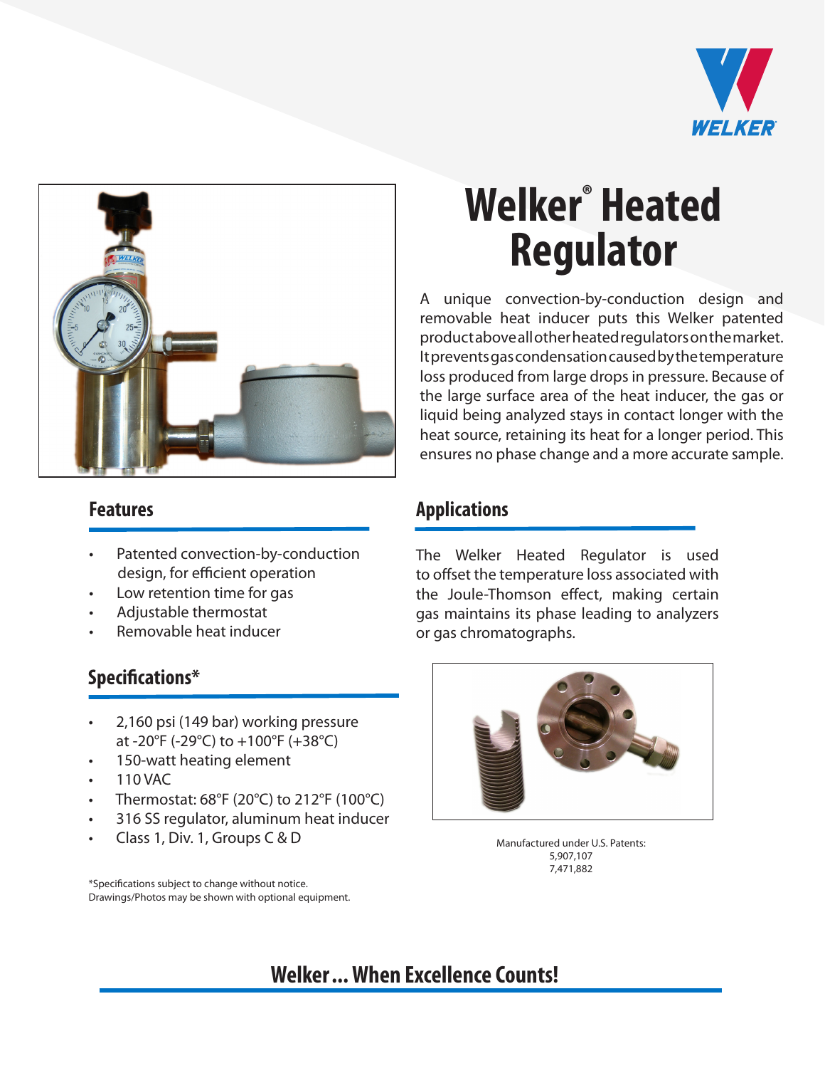# Welker® Heated Regulator

A unique convection-by-conduction design and removable heat inducer puts this Welker patented product above all other heated regulators on the market. It prevents gas condensation caused by the temperature loss produced from large drops in pressure. Because of the large surface area of the heat inducer, the gas or liquid being analyzed stays in contact longer with the heat source, retaining its heat for a longer period. This ensures no phase change and a more accurate sample.

## Features

- Patented convection-by-conduction design, for efficient operation
- Low retention time for gas
- Adjustable thermostat
- Removable heat inducer

## Applications

The Welker Heated Regulator is used to offset the temperature loss associated with the Joule-Thomson effect, making certain gas maintains its phase leading to analyzers or gas chromatographs.

## Specifications*

- 2,160 psi (149 bar) working pressure at -20°F (-29°C) to +100°F (+38°C)
- 150-watt heating element
- 110 VAC
- Thermostat: 68°F (20°C) to 212°F (100°C)
- 316 SS regulator, aluminum heat inducer
- Class 1, Div. 1, Groups C & D

Manufactured under U.S. Patents:
5,907,107
7,471,882

*Specifications subject to change without notice.
Drawings/Photos may be shown with optional equipment.

**Welker... When Excellence Counts!**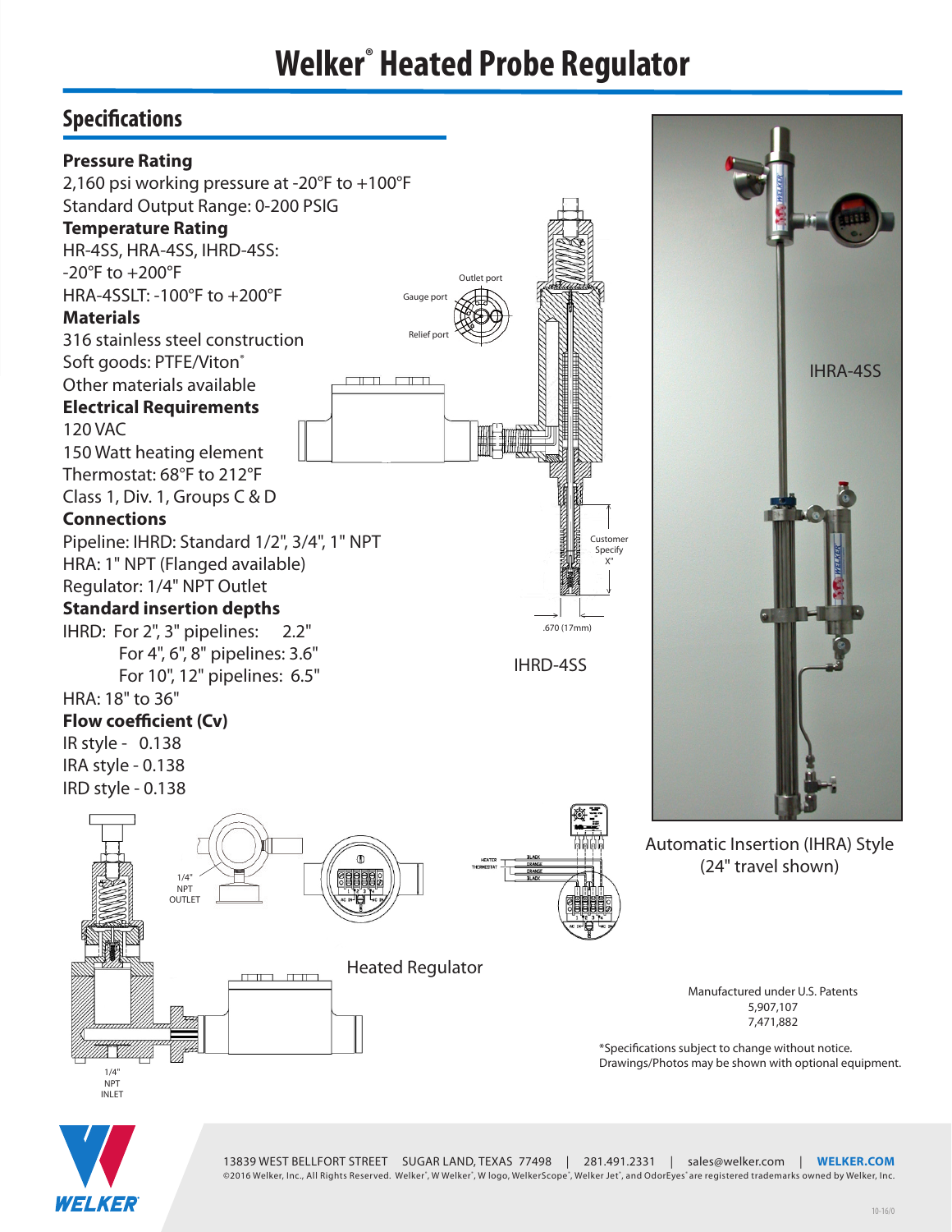# Welker® Heated Probe Regulator

## Specifications

**Pressure Rating**
2,160 psi working pressure at -20°F to +100°F
Standard Output Range: 0-200 PSIG

**Temperature Rating**
HR-4SS, HRA-4SS, IHRD-4SS:
-20°F to +200°F
HRA-4SSLT: -100°F to +200°F

**Materials**
316 stainless steel construction
Soft goods: PTFE/Viton®
Other materials available

**Electrical Requirements**
120 VAC
150 Watt heating element
Thermostat: 68°F to 212°F
Class 1, Div. 1, Groups C & D

**Connections**
Pipeline: IHRD: Standard 1/2", 3/4", 1" NPT
HRA: 1" NPT (Flanged available)
Regulator: 1/4" NPT Outlet

**Standard insertion depths**
IHRD: For 2", 3" pipelines: 2.2"
For 4", 6", 8" pipelines: 3.6"
For 10", 12" pipelines: 6.5"
HRA: 18" to 36"

**Flow coefficient (Cv)**
IR style - 0.138
IRA style - 0.138
IRD style - 0.138

Outlet port
Gauge port
Relief port
Customer Specify "X"
.670 (17mm)

IHRD-4SS

IHRA-4SS

Automatic Insertion (IHRA) Style
(24" travel shown)

1/4" NPT OUTLET

1/4" NPT INLET

HEATER
THERMOSTAT
BLACK
ORANGE
ORANGE
BLACK

Heated Regulator

Manufactured under U.S. Patents
5,907,107
7,471,882

*Specifications subject to change without notice.
Drawings/Photos may be shown with optional equipment.

13839 WEST BELLFORT STREET SUGAR LAND, TEXAS 77498 | 281.491.2331 | sales@welker.com | WELKER.COM
©2016 Welker, Inc., All Rights Reserved. Welker®, W Welker®, W logo, WelkerScope®, Welker Jet®, and OdorEyes® are registered trademarks owned by Welker, Inc.

10-16/0